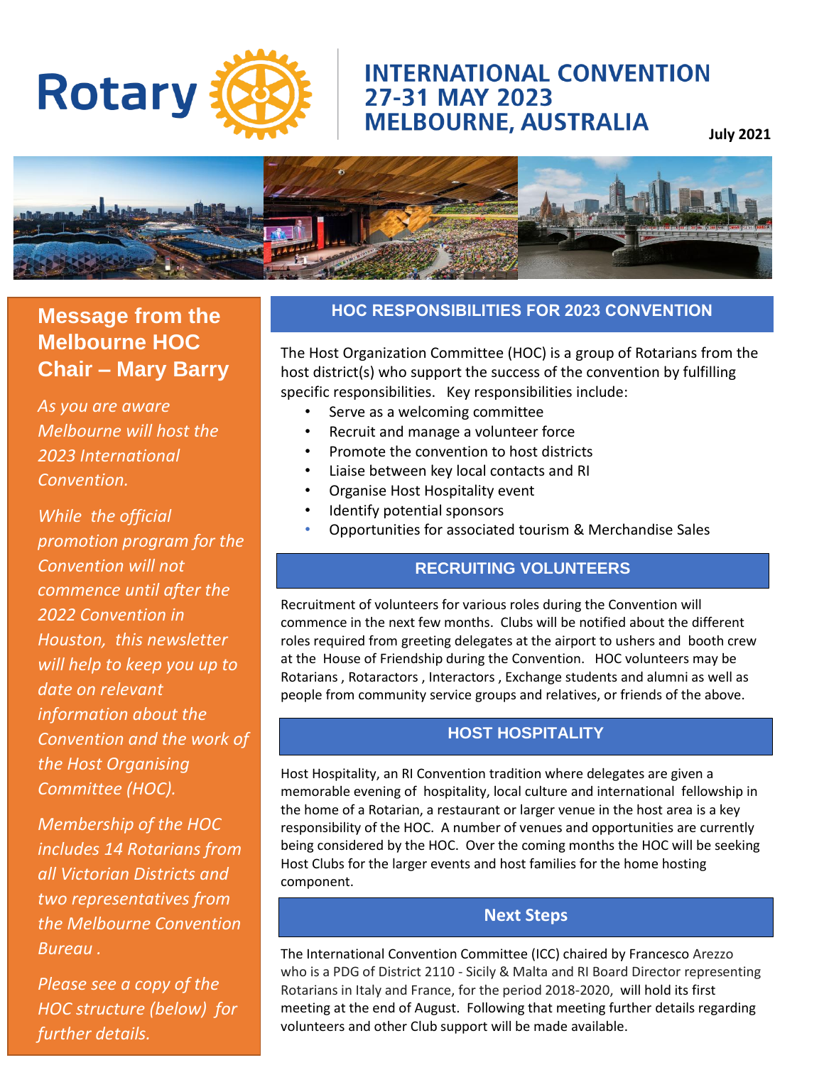Rotary

# INTERNATIONAL CONVENTION 27-31 MAY 2023 MELBOURNE, AUSTRALIA

**July 2021**

## Message from the Melbourne HOC Chair – Mary Barry

*As you are aware Melbourne will host the 2023 International Convention.*

*While the official promotion program for the Convention will not commence until after the 2022 Convention in Houston, this newsletter will help to keep you up to date on relevant information about the Convention and the work of the Host Organising Committee (HOC).*

*Membership of the HOC includes 14 Rotarians from all Victorian Districts and two representatives from the Melbourne Convention Bureau .*

*Please see a copy of the HOC structure (below) for further details.*

## HOC RESPONSIBILITIES FOR 2023 CONVENTION

The Host Organization Committee (HOC) is a group of Rotarians from the host district(s) who support the success of the convention by fulfilling specific responsibilities. Key responsibilities include:

- Serve as a welcoming committee
- Recruit and manage a volunteer force
- Promote the convention to host districts
- Liaise between key local contacts and RI
- Organise Host Hospitality event
- Identify potential sponsors
- Opportunities for associated tourism & Merchandise Sales

## RECRUITING VOLUNTEERS

Recruitment of volunteers for various roles during the Convention will commence in the next few months. Clubs will be notified about the different roles required from greeting delegates at the airport to ushers and booth crew at the House of Friendship during the Convention. HOC volunteers may be Rotarians , Rotaractors , Interactors , Exchange students and alumni as well as people from community service groups and relatives, or friends of the above.

## HOST HOSPITALITY

Host Hospitality, an RI Convention tradition where delegates are given a memorable evening of hospitality, local culture and international fellowship in the home of a Rotarian, a restaurant or larger venue in the host area is a key responsibility of the HOC. A number of venues and opportunities are currently being considered by the HOC. Over the coming months the HOC will be seeking Host Clubs for the larger events and host families for the home hosting component.

## Next Steps

The International Convention Committee (ICC) chaired by Francesco Arezzo who is a PDG of District 2110 - Sicily & Malta and RI Board Director representing Rotarians in Italy and France, for the period 2018-2020, will hold its first meeting at the end of August. Following that meeting further details regarding volunteers and other Club support will be made available.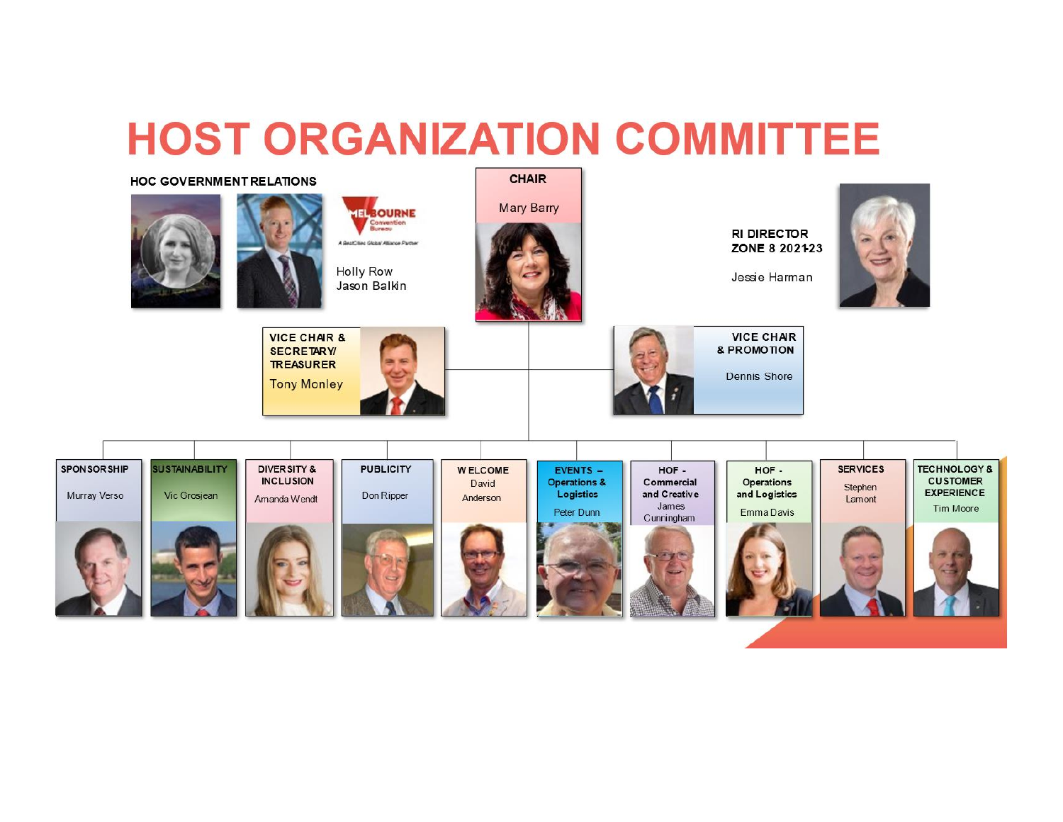# HOST ORGANIZATION COMMITTEE

**HOC GOVERNMENT RELATIONS**

MELBOURNE Convention Bureau
A BestCities Global Alliance Partner

Holly Row
Jason Balkin

**CHAIR**

Mary Barry

**RI DIRECTOR ZONE 8 2021-23**

Jessie Harman

**VICE CHAIR & SECRETARY/ TREASURER**

Tony Monley

**VICE CHAIR & PROMOTION**

Dennis Shore

**SPONSORSHIP**

Murray Verso

**SUSTAINABILITY**

Vic Grosjean

**DIVERSITY & INCLUSION**

Amanda Wendt

**PUBLICITY**

Don Ripper

**WELCOME**

David Anderson

**EVENTS – Operations & Logistics**

Peter Dunn

**HOF - Commercial and Creative**

James Cunningham

**HOF - Operations and Logistics**

Emma Davis

**SERVICES**

Stephen Lamont

**TECHNOLOGY & CUSTOMER EXPERIENCE**

Tim Moore